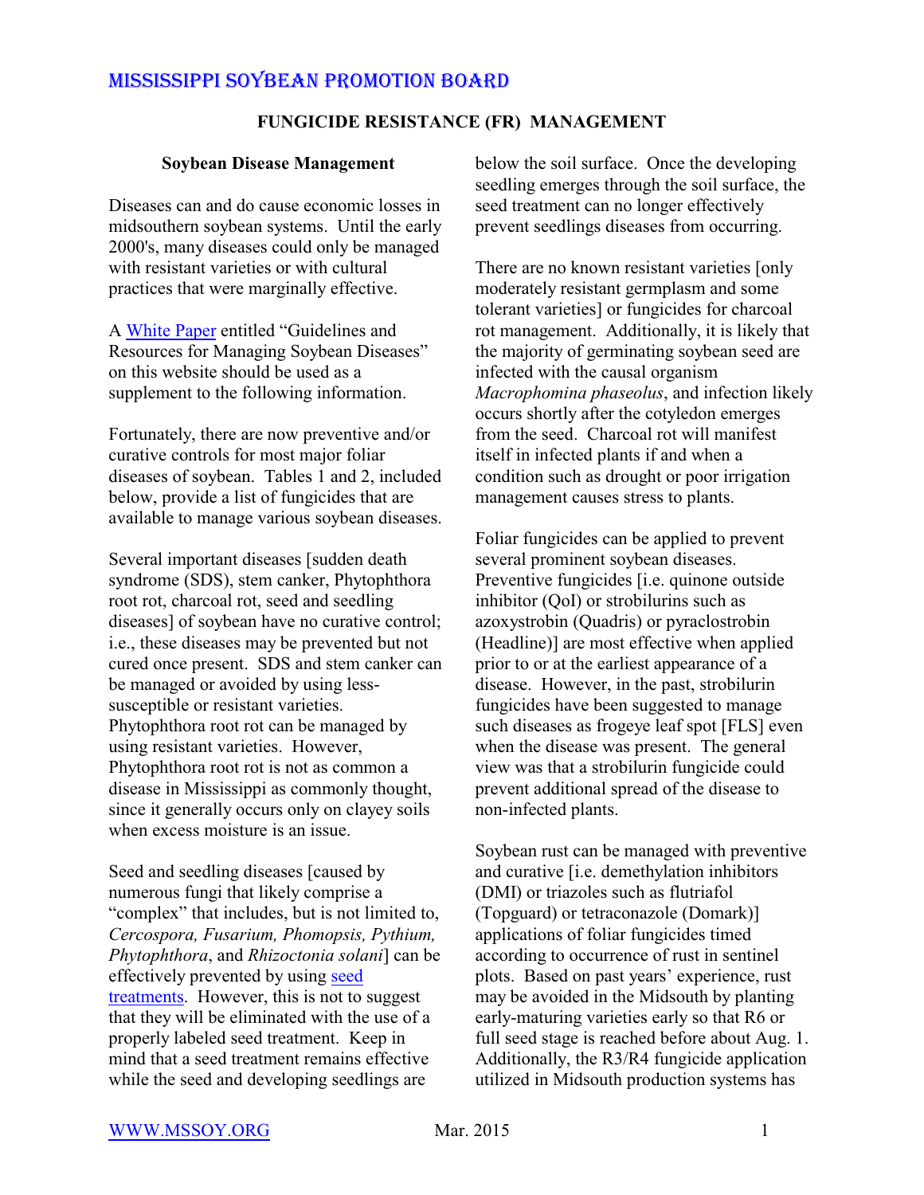# MISSISSIPPI SOYBEAN PROMOTION BOARD

## FUNGICIDE RESISTANCE (FR) MANAGEMENT

### Soybean Disease Management

Diseases can and do cause economic losses in midsouthern soybean systems. Until the early 2000's, many diseases could only be managed with resistant varieties or with cultural practices that were marginally effective.

A White Paper entitled "Guidelines and Resources for Managing Soybean Diseases" on this website should be used as a supplement to the following information.

Fortunately, there are now preventive and/or curative controls for most major foliar diseases of soybean. Tables 1 and 2, included below, provide a list of fungicides that are available to manage various soybean diseases.

Several important diseases [sudden death syndrome (SDS), stem canker, Phytophthora root rot, charcoal rot, seed and seedling diseases] of soybean have no curative control; i.e., these diseases may be prevented but not cured once present. SDS and stem canker can be managed or avoided by using less-susceptible or resistant varieties. Phytophthora root rot can be managed by using resistant varieties. However, Phytophthora root rot is not as common a disease in Mississippi as commonly thought, since it generally occurs only on clayey soils when excess moisture is an issue.

Seed and seedling diseases [caused by numerous fungi that likely comprise a "complex" that includes, but is not limited to, *Cercospora, Fusarium, Phomopsis, Pythium, Phytophthora*, and *Rhizoctonia solani*] can be effectively prevented by using seed treatments. However, this is not to suggest that they will be eliminated with the use of a properly labeled seed treatment. Keep in mind that a seed treatment remains effective while the seed and developing seedlings are below the soil surface. Once the developing seedling emerges through the soil surface, the seed treatment can no longer effectively prevent seedlings diseases from occurring.

There are no known resistant varieties [only moderately resistant germplasm and some tolerant varieties] or fungicides for charcoal rot management. Additionally, it is likely that the majority of germinating soybean seed are infected with the causal organism *Macrophomina phaseolus*, and infection likely occurs shortly after the cotyledon emerges from the seed. Charcoal rot will manifest itself in infected plants if and when a condition such as drought or poor irrigation management causes stress to plants.

Foliar fungicides can be applied to prevent several prominent soybean diseases. Preventive fungicides [i.e. quinone outside inhibitor (QoI) or strobilurins such as azoxystrobin (Quadris) or pyraclostrobin (Headline)] are most effective when applied prior to or at the earliest appearance of a disease. However, in the past, strobilurin fungicides have been suggested to manage such diseases as frogeye leaf spot [FLS] even when the disease was present. The general view was that a strobilurin fungicide could prevent additional spread of the disease to non-infected plants.

Soybean rust can be managed with preventive and curative [i.e. demethylation inhibitors (DMI) or triazoles such as flutriafol (Topguard) or tetraconazole (Domark)] applications of foliar fungicides timed according to occurrence of rust in sentinel plots. Based on past years' experience, rust may be avoided in the Midsouth by planting early-maturing varieties early so that R6 or full seed stage is reached before about Aug. 1. Additionally, the R3/R4 fungicide application utilized in Midsouth production systems has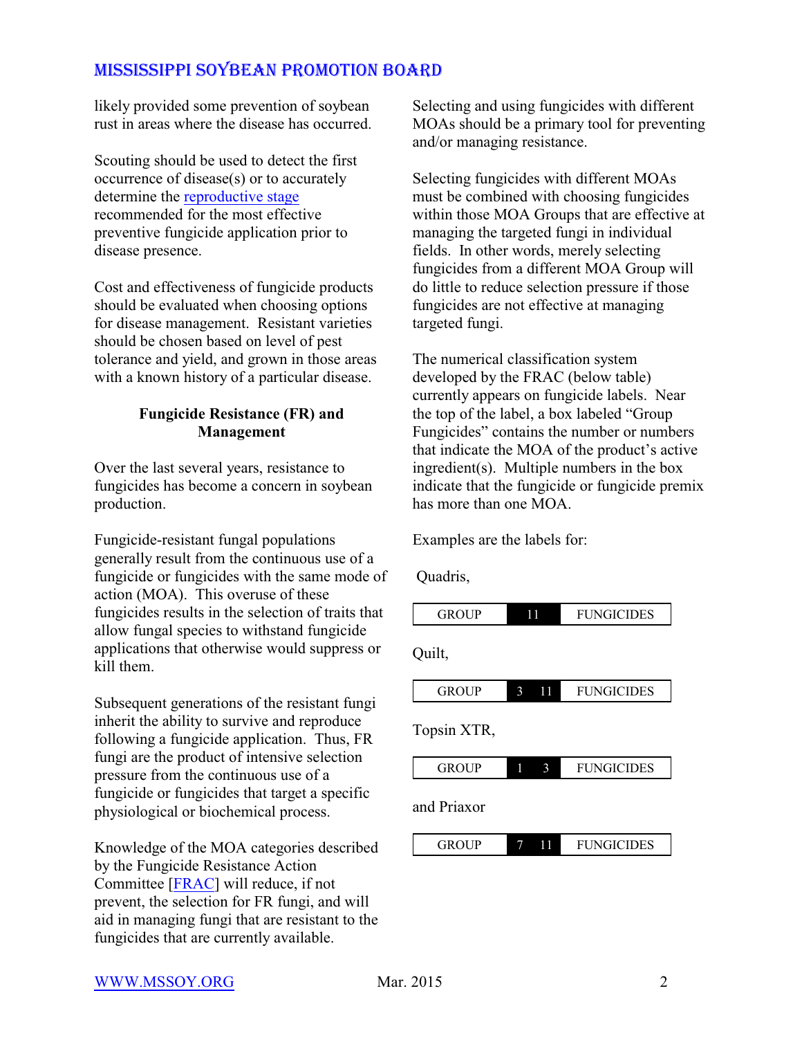likely provided some prevention of soybean rust in areas where the disease has occurred.

Scouting should be used to detect the first occurrence of disease(s) or to accurately determine the reproductive stage recommended for the most effective preventive fungicide application prior to disease presence.

Cost and effectiveness of fungicide products should be evaluated when choosing options for disease management. Resistant varieties should be chosen based on level of pest tolerance and yield, and grown in those areas with a known history of a particular disease.

### Fungicide Resistance (FR) and Management

Over the last several years, resistance to fungicides has become a concern in soybean production.

Fungicide-resistant fungal populations generally result from the continuous use of a fungicide or fungicides with the same mode of action (MOA). This overuse of these fungicides results in the selection of traits that allow fungal species to withstand fungicide applications that otherwise would suppress or kill them.

Subsequent generations of the resistant fungi inherit the ability to survive and reproduce following a fungicide application. Thus, FR fungi are the product of intensive selection pressure from the continuous use of a fungicide or fungicides that target a specific physiological or biochemical process.

Knowledge of the MOA categories described by the Fungicide Resistance Action Committee [FRAC] will reduce, if not prevent, the selection for FR fungi, and will aid in managing fungi that are resistant to the fungicides that are currently available.

Selecting and using fungicides with different MOAs should be a primary tool for preventing and/or managing resistance.

Selecting fungicides with different MOAs must be combined with choosing fungicides within those MOA Groups that are effective at managing the targeted fungi in individual fields. In other words, merely selecting fungicides from a different MOA Group will do little to reduce selection pressure if those fungicides are not effective at managing targeted fungi.

The numerical classification system developed by the FRAC (below table) currently appears on fungicide labels. Near the top of the label, a box labeled "Group Fungicides" contains the number or numbers that indicate the MOA of the product's active ingredient(s). Multiple numbers in the box indicate that the fungicide or fungicide premix has more than one MOA.

Examples are the labels for:

Quadris,

| GROUP | 11 | FUNGICIDES |
|---|---|---|

Quilt,

| GROUP | 3 11 | FUNGICIDES |
|---|---|---|

Topsin XTR,

| GROUP | 1 3 | FUNGICIDES |
|---|---|---|

and Priaxor

| GROUP | 7 11 | FUNGICIDES |
|---|---|---|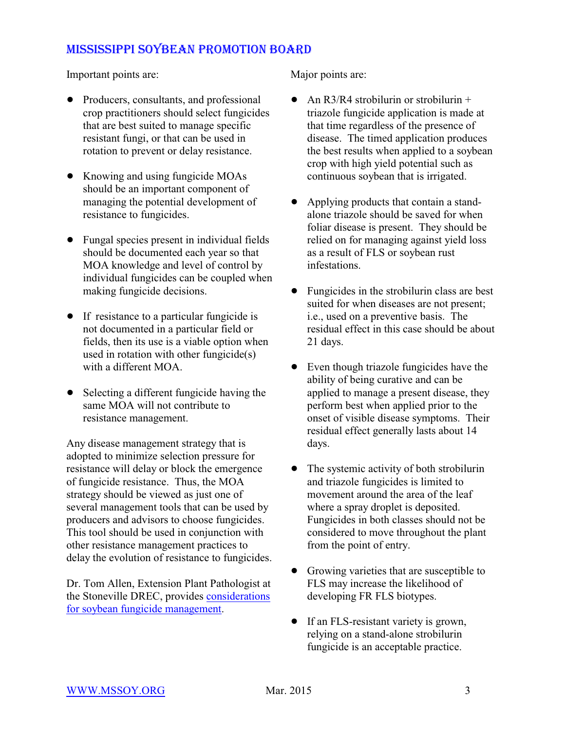Important points are:

- Producers, consultants, and professional crop practitioners should select fungicides that are best suited to manage specific resistant fungi, or that can be used in rotation to prevent or delay resistance.
- Knowing and using fungicide MOAs should be an important component of managing the potential development of resistance to fungicides.
- Fungal species present in individual fields should be documented each year so that MOA knowledge and level of control by individual fungicides can be coupled when making fungicide decisions.
- If resistance to a particular fungicide is not documented in a particular field or fields, then its use is a viable option when used in rotation with other fungicide(s) with a different MOA.
- Selecting a different fungicide having the same MOA will not contribute to resistance management.

Any disease management strategy that is adopted to minimize selection pressure for resistance will delay or block the emergence of fungicide resistance. Thus, the MOA strategy should be viewed as just one of several management tools that can be used by producers and advisors to choose fungicides. This tool should be used in conjunction with other resistance management practices to delay the evolution of resistance to fungicides.

Dr. Tom Allen, Extension Plant Pathologist at the Stoneville DREC, provides considerations for soybean fungicide management.

Major points are:

- An R3/R4 strobilurin or strobilurin + triazole fungicide application is made at that time regardless of the presence of disease. The timed application produces the best results when applied to a soybean crop with high yield potential such as continuous soybean that is irrigated.
- Applying products that contain a stand-alone triazole should be saved for when foliar disease is present. They should be relied on for managing against yield loss as a result of FLS or soybean rust infestations.
- Fungicides in the strobilurin class are best suited for when diseases are not present; i.e., used on a preventive basis. The residual effect in this case should be about 21 days.
- Even though triazole fungicides have the ability of being curative and can be applied to manage a present disease, they perform best when applied prior to the onset of visible disease symptoms. Their residual effect generally lasts about 14 days.
- The systemic activity of both strobilurin and triazole fungicides is limited to movement around the area of the leaf where a spray droplet is deposited. Fungicides in both classes should not be considered to move throughout the plant from the point of entry.
- Growing varieties that are susceptible to FLS may increase the likelihood of developing FR FLS biotypes.
- If an FLS-resistant variety is grown, relying on a stand-alone strobilurin fungicide is an acceptable practice.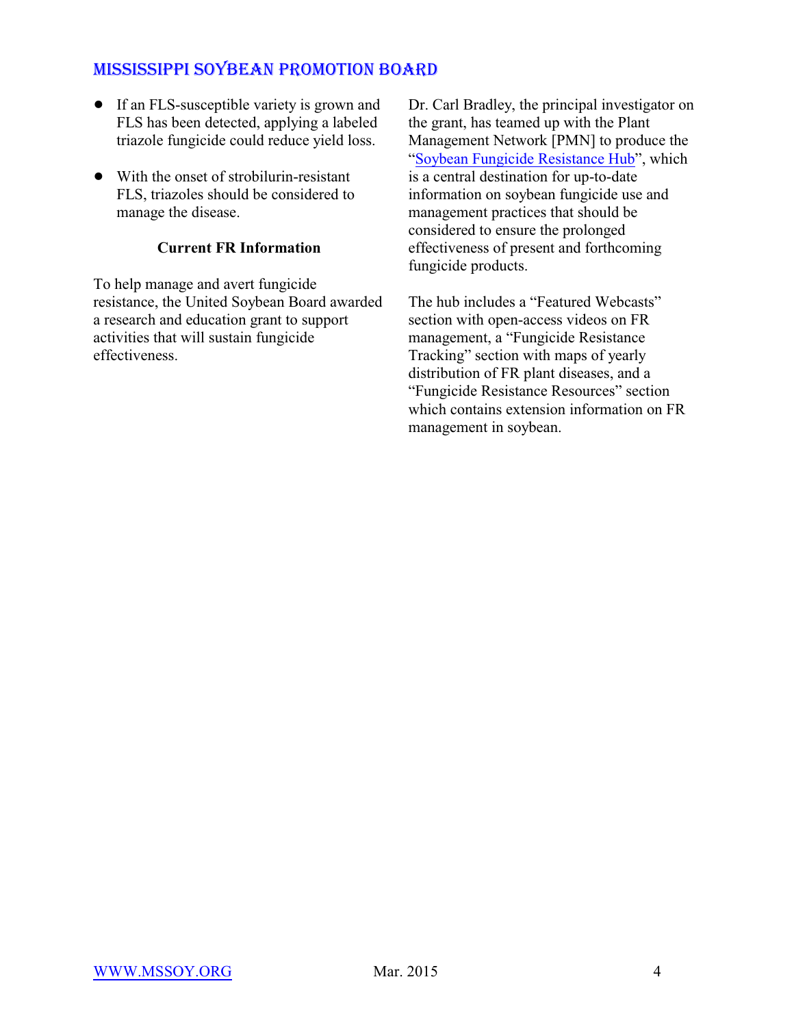- If an FLS-susceptible variety is grown and FLS has been detected, applying a labeled triazole fungicide could reduce yield loss.

- With the onset of strobilurin-resistant FLS, triazoles should be considered to manage the disease.

**Current FR Information**

To help manage and avert fungicide resistance, the United Soybean Board awarded a research and education grant to support activities that will sustain fungicide effectiveness.

Dr. Carl Bradley, the principal investigator on the grant, has teamed up with the Plant Management Network [PMN] to produce the "Soybean Fungicide Resistance Hub", which is a central destination for up-to-date information on soybean fungicide use and management practices that should be considered to ensure the prolonged effectiveness of present and forthcoming fungicide products.

The hub includes a "Featured Webcasts" section with open-access videos on FR management, a "Fungicide Resistance Tracking" section with maps of yearly distribution of FR plant diseases, and a "Fungicide Resistance Resources" section which contains extension information on FR management in soybean.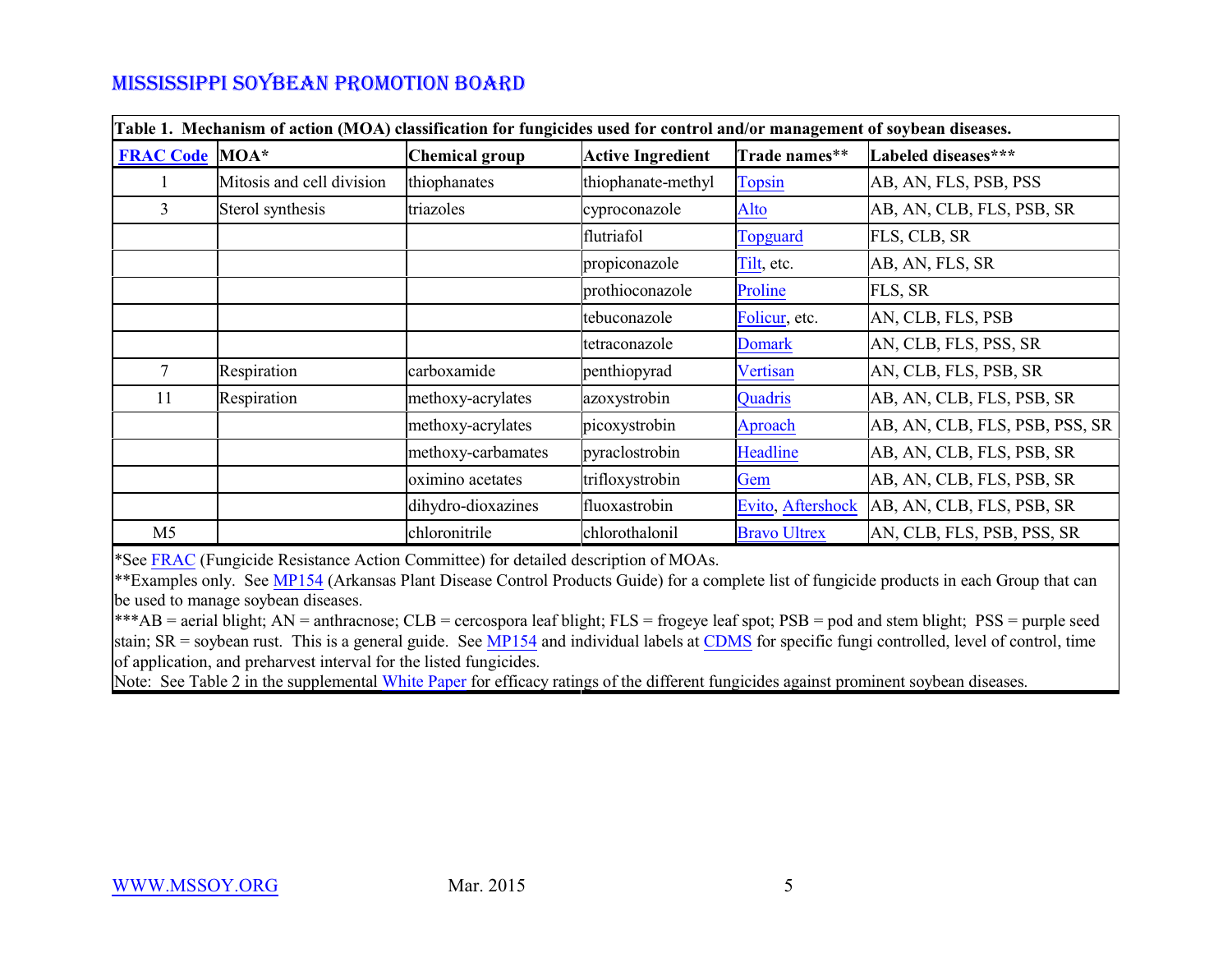**Table 1. Mechanism of action (MOA) classification for fungicides used for control and/or management of soybean diseases.**

| FRAC Code | MOA* | Chemical group | Active Ingredient | Trade names** | Labeled diseases*** |
|---|---|---|---|---|---|
| 1 | Mitosis and cell division | thiophanates | thiophanate-methyl | Topsin | AB, AN, FLS, PSB, PSS |
| 3 | Sterol synthesis | triazoles | cyproconazole | Alto | AB, AN, CLB, FLS, PSB, SR |
| | | | flutriafol | Topguard | FLS, CLB, SR |
| | | | propiconazole | Tilt, etc. | AB, AN, FLS, SR |
| | | | prothioconazole | Proline | FLS, SR |
| | | | tebuconazole | Folicur, etc. | AN, CLB, FLS, PSB |
| | | | tetraconazole | Domark | AN, CLB, FLS, PSS, SR |
| 7 | Respiration | carboxamide | penthiopyrad | Vertisan | AN, CLB, FLS, PSB, SR |
| 11 | Respiration | methoxy-acrylates | azoxystrobin | Quadris | AB, AN, CLB, FLS, PSB, SR |
| | | methoxy-acrylates | picoxystrobin | Aproach | AB, AN, CLB, FLS, PSB, PSS, SR |
| | | methoxy-carbamates | pyraclostrobin | Headline | AB, AN, CLB, FLS, PSB, SR |
| | | oximino acetates | trifloxystrobin | Gem | AB, AN, CLB, FLS, PSB, SR |
| | | dihydro-dioxazines | fluoxastrobin | Evito, Aftershock | AB, AN, CLB, FLS, PSB, SR |
| M5 | | chloronitrile | chlorothalonil | Bravo Ultrex | AN, CLB, FLS, PSB, PSS, SR |

*See FRAC (Fungicide Resistance Action Committee) for detailed description of MOAs.
**Examples only. See MP154 (Arkansas Plant Disease Control Products Guide) for a complete list of fungicide products in each Group that can be used to manage soybean diseases.
***AB = aerial blight; AN = anthracnose; CLB = cercospora leaf blight; FLS = frogeye leaf spot; PSB = pod and stem blight; PSS = purple seed stain; SR = soybean rust. This is a general guide. See MP154 and individual labels at CDMS for specific fungi controlled, level of control, time of application, and preharvest interval for the listed fungicides.
Note: See Table 2 in the supplemental White Paper for efficacy ratings of the different fungicides against prominent soybean diseases.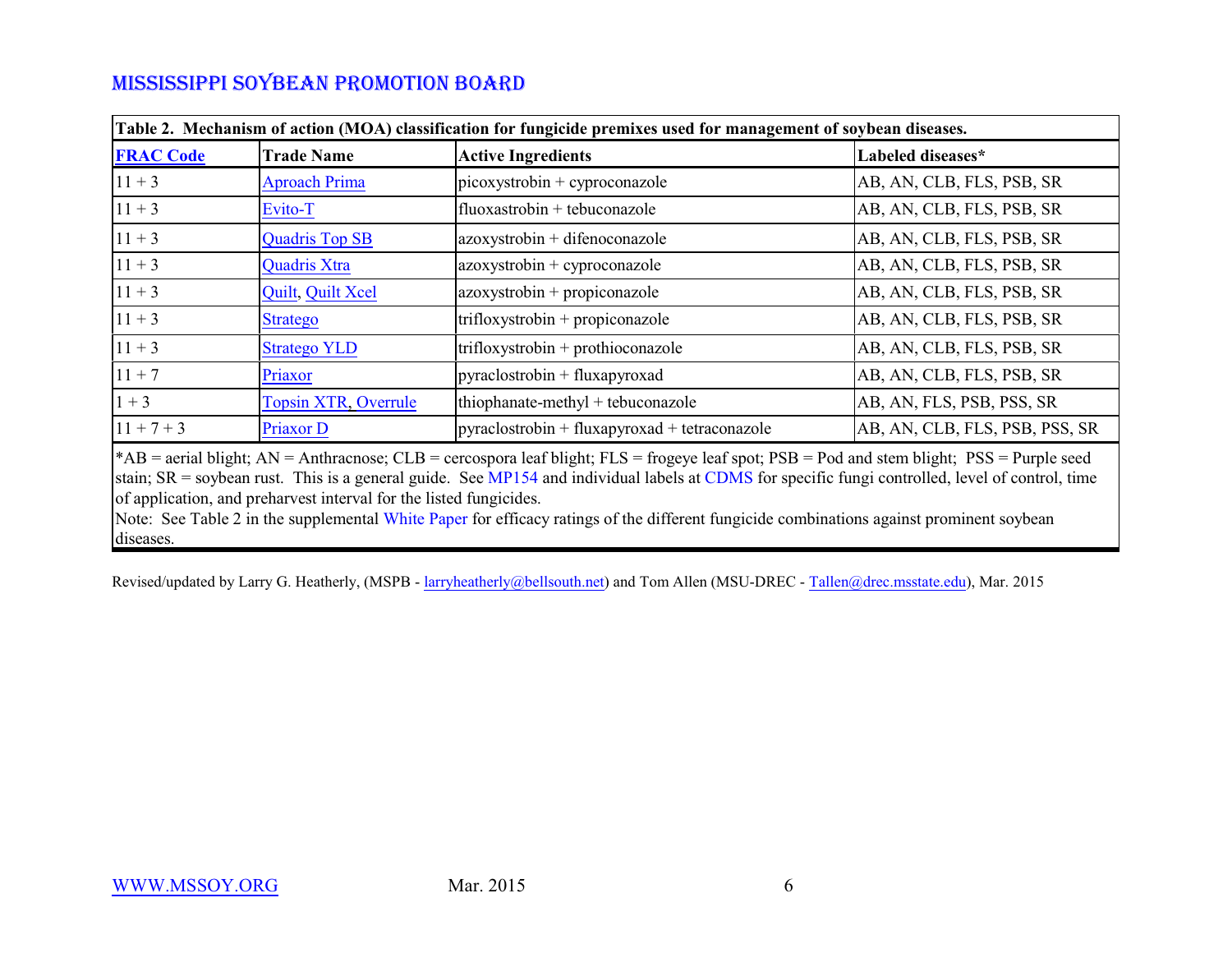# Mississippi Soybean Promotion Board

**Table 2. Mechanism of action (MOA) classification for fungicide premixes used for management of soybean diseases.**

| FRAC Code | Trade Name | Active Ingredients | Labeled diseases* |
|---|---|---|---|
| 11 + 3 | Aproach Prima | picoxystrobin + cyproconazole | AB, AN, CLB, FLS, PSB, SR |
| 11 + 3 | Evito-T | fluoxastrobin + tebuconazole | AB, AN, CLB, FLS, PSB, SR |
| 11 + 3 | Quadris Top SB | azoxystrobin + difenoconazole | AB, AN, CLB, FLS, PSB, SR |
| 11 + 3 | Quadris Xtra | azoxystrobin + cyproconazole | AB, AN, CLB, FLS, PSB, SR |
| 11 + 3 | Quilt, Quilt Xcel | azoxystrobin + propiconazole | AB, AN, CLB, FLS, PSB, SR |
| 11 + 3 | Stratego | trifloxystrobin + propiconazole | AB, AN, CLB, FLS, PSB, SR |
| 11 + 3 | Stratego YLD | trifloxystrobin + prothioconazole | AB, AN, CLB, FLS, PSB, SR |
| 11 + 7 | Priaxor | pyraclostrobin + fluxapyroxad | AB, AN, CLB, FLS, PSB, SR |
| 1 + 3 | Topsin XTR, Overrule | thiophanate-methyl + tebuconazole | AB, AN, FLS, PSB, PSS, SR |
| 11 + 7 + 3 | Priaxor D | pyraclostrobin + fluxapyroxad + tetraconazole | AB, AN, CLB, FLS, PSB, PSS, SR |

*AB = aerial blight; AN = Anthracnose; CLB = cercospora leaf blight; FLS = frogeye leaf spot; PSB = Pod and stem blight; PSS = Purple seed stain; SR = soybean rust. This is a general guide. See MP154 and individual labels at CDMS for specific fungi controlled, level of control, time of application, and preharvest interval for the listed fungicides.

Note: See Table 2 in the supplemental White Paper for efficacy ratings of the different fungicide combinations against prominent soybean diseases.

Revised/updated by Larry G. Heatherly, (MSPB - larryheatherly@bellsouth.net) and Tom Allen (MSU-DREC - Tallen@drec.msstate.edu), Mar. 2015